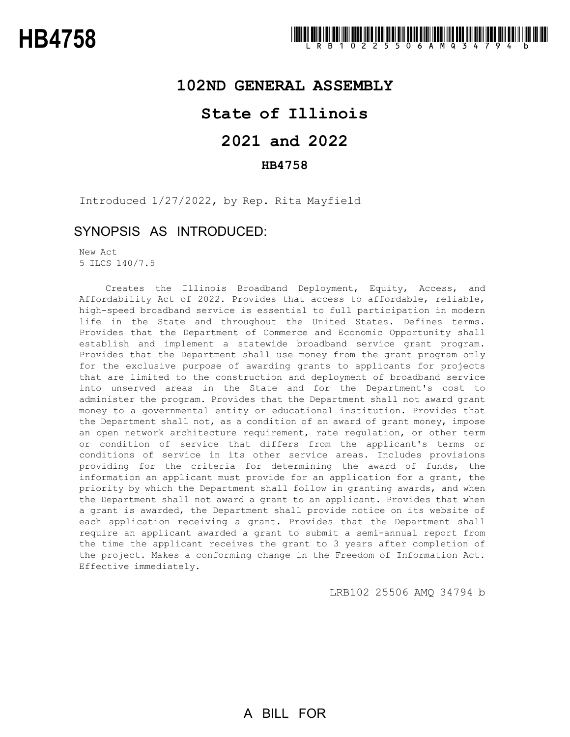# HB4758

LRB102 25506 AMQ 34794 b

## 102ND GENERAL ASSEMBLY

## State of Illinois

## 2021 and 2022

### HB4758

Introduced 1/27/2022, by Rep. Rita Mayfield

## SYNOPSIS AS INTRODUCED:

New Act
5 ILCS 140/7.5

Creates the Illinois Broadband Deployment, Equity, Access, and Affordability Act of 2022. Provides that access to affordable, reliable, high-speed broadband service is essential to full participation in modern life in the State and throughout the United States. Defines terms. Provides that the Department of Commerce and Economic Opportunity shall establish and implement a statewide broadband service grant program. Provides that the Department shall use money from the grant program only for the exclusive purpose of awarding grants to applicants for projects that are limited to the construction and deployment of broadband service into unserved areas in the State and for the Department's cost to administer the program. Provides that the Department shall not award grant money to a governmental entity or educational institution. Provides that the Department shall not, as a condition of an award of grant money, impose an open network architecture requirement, rate regulation, or other term or condition of service that differs from the applicant's terms or conditions of service in its other service areas. Includes provisions providing for the criteria for determining the award of funds, the information an applicant must provide for an application for a grant, the priority by which the Department shall follow in granting awards, and when the Department shall not award a grant to an applicant. Provides that when a grant is awarded, the Department shall provide notice on its website of each application receiving a grant. Provides that the Department shall require an applicant awarded a grant to submit a semi-annual report from the time the applicant receives the grant to 3 years after completion of the project. Makes a conforming change in the Freedom of Information Act. Effective immediately.

LRB102 25506 AMQ 34794 b

A BILL FOR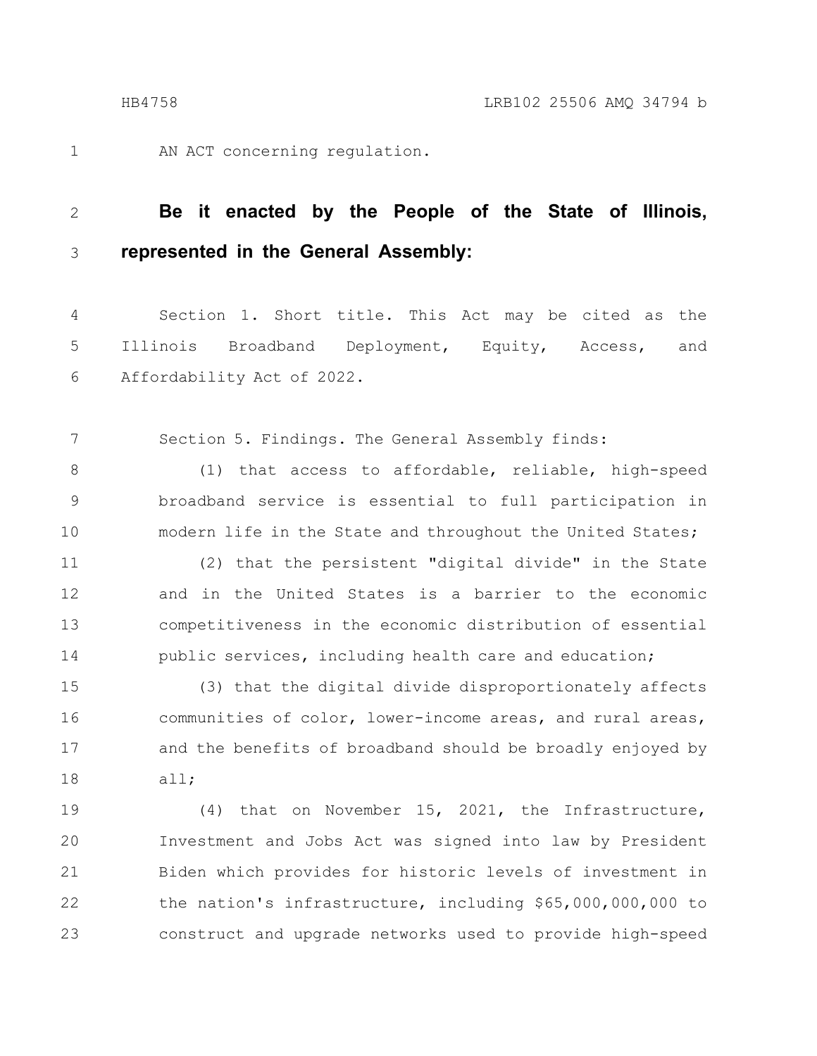AN ACT concerning regulation.

**Be it enacted by the People of the State of Illinois, represented in the General Assembly:**

Section 1. Short title. This Act may be cited as the Illinois Broadband Deployment, Equity, Access, and Affordability Act of 2022.

Section 5. Findings. The General Assembly finds:

(1) that access to affordable, reliable, high-speed broadband service is essential to full participation in modern life in the State and throughout the United States;

(2) that the persistent "digital divide" in the State and in the United States is a barrier to the economic competitiveness in the economic distribution of essential public services, including health care and education;

(3) that the digital divide disproportionately affects communities of color, lower-income areas, and rural areas, and the benefits of broadband should be broadly enjoyed by all;

(4) that on November 15, 2021, the Infrastructure, Investment and Jobs Act was signed into law by President Biden which provides for historic levels of investment in the nation's infrastructure, including $65,000,000,000 to construct and upgrade networks used to provide high-speed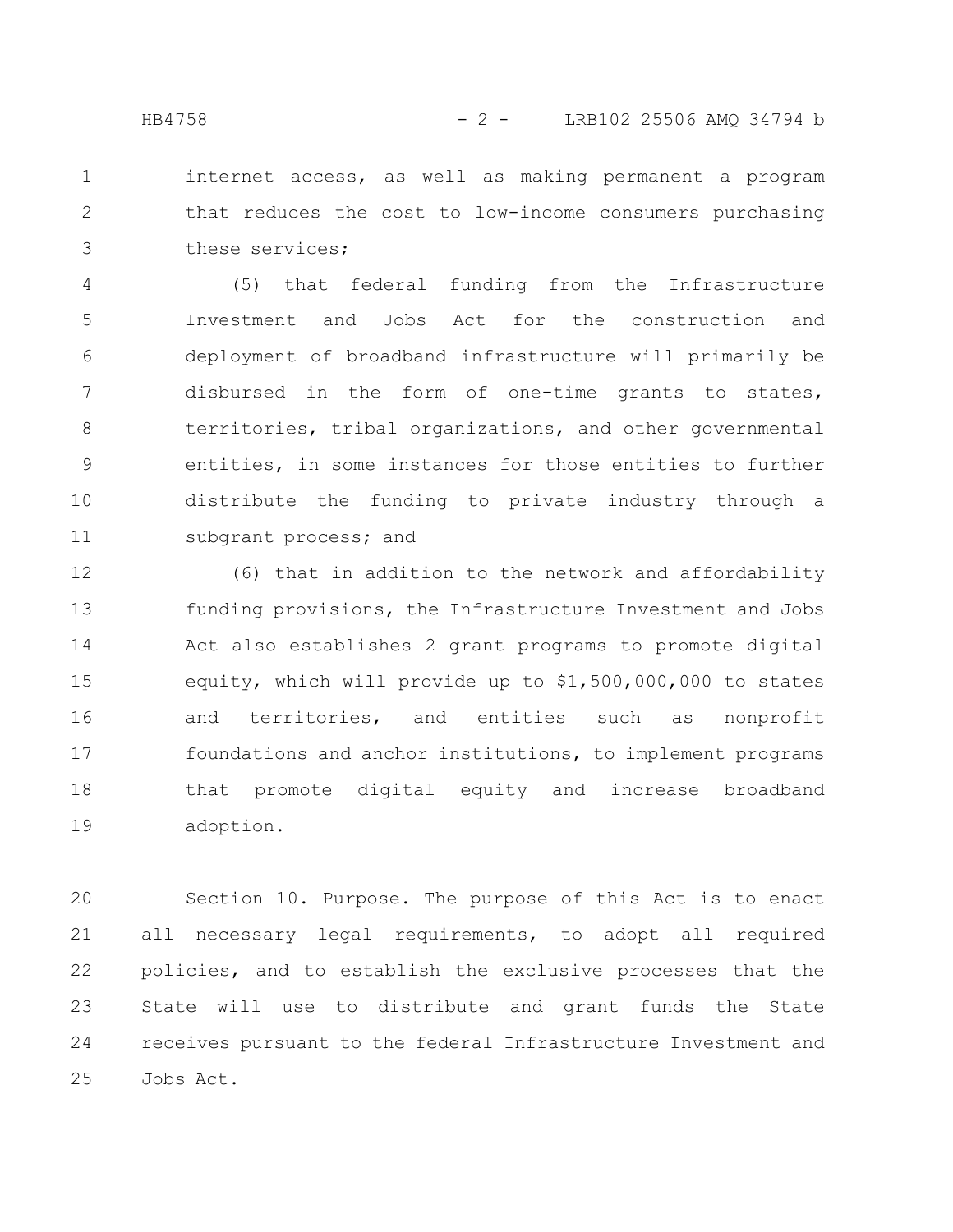internet access, as well as making permanent a program that reduces the cost to low-income consumers purchasing these services;

(5) that federal funding from the Infrastructure Investment and Jobs Act for the construction and deployment of broadband infrastructure will primarily be disbursed in the form of one-time grants to states, territories, tribal organizations, and other governmental entities, in some instances for those entities to further distribute the funding to private industry through a subgrant process; and

(6) that in addition to the network and affordability funding provisions, the Infrastructure Investment and Jobs Act also establishes 2 grant programs to promote digital equity, which will provide up to $1,500,000,000 to states and territories, and entities such as nonprofit foundations and anchor institutions, to implement programs that promote digital equity and increase broadband adoption.

Section 10. Purpose. The purpose of this Act is to enact all necessary legal requirements, to adopt all required policies, and to establish the exclusive processes that the State will use to distribute and grant funds the State receives pursuant to the federal Infrastructure Investment and Jobs Act.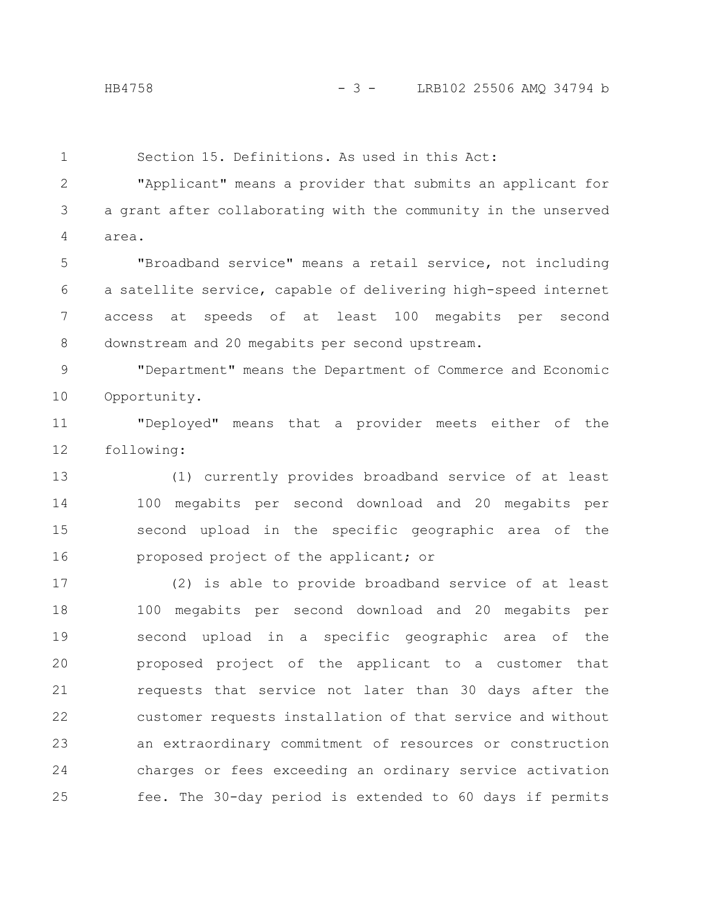Section 15. Definitions. As used in this Act:

"Applicant" means a provider that submits an applicant for a grant after collaborating with the community in the unserved area.

"Broadband service" means a retail service, not including a satellite service, capable of delivering high-speed internet access at speeds of at least 100 megabits per second downstream and 20 megabits per second upstream.

"Department" means the Department of Commerce and Economic Opportunity.

"Deployed" means that a provider meets either of the following:

(1) currently provides broadband service of at least 100 megabits per second download and 20 megabits per second upload in the specific geographic area of the proposed project of the applicant; or

(2) is able to provide broadband service of at least 100 megabits per second download and 20 megabits per second upload in a specific geographic area of the proposed project of the applicant to a customer that requests that service not later than 30 days after the customer requests installation of that service and without an extraordinary commitment of resources or construction charges or fees exceeding an ordinary service activation fee. The 30-day period is extended to 60 days if permits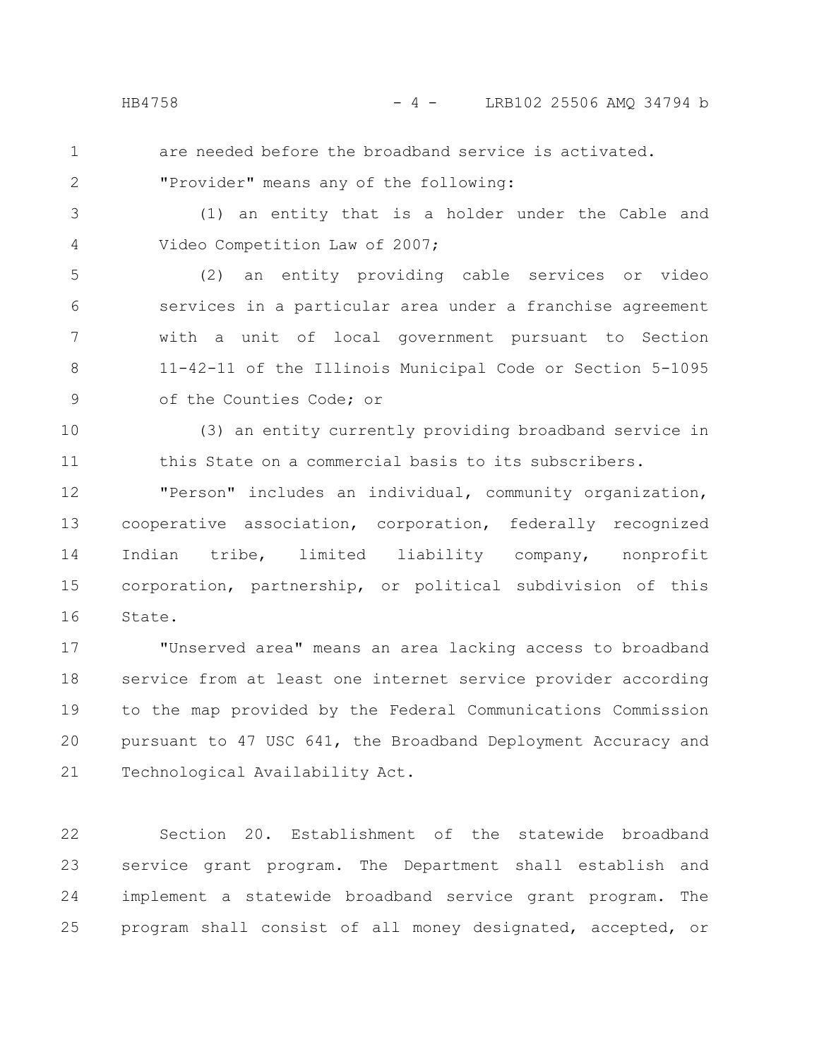are needed before the broadband service is activated.

"Provider" means any of the following:

(1) an entity that is a holder under the Cable and Video Competition Law of 2007;

(2) an entity providing cable services or video services in a particular area under a franchise agreement with a unit of local government pursuant to Section 11-42-11 of the Illinois Municipal Code or Section 5-1095 of the Counties Code; or

(3) an entity currently providing broadband service in this State on a commercial basis to its subscribers.

"Person" includes an individual, community organization, cooperative association, corporation, federally recognized Indian tribe, limited liability company, nonprofit corporation, partnership, or political subdivision of this State.

"Unserved area" means an area lacking access to broadband service from at least one internet service provider according to the map provided by the Federal Communications Commission pursuant to 47 USC 641, the Broadband Deployment Accuracy and Technological Availability Act.

Section 20. Establishment of the statewide broadband service grant program. The Department shall establish and implement a statewide broadband service grant program. The program shall consist of all money designated, accepted, or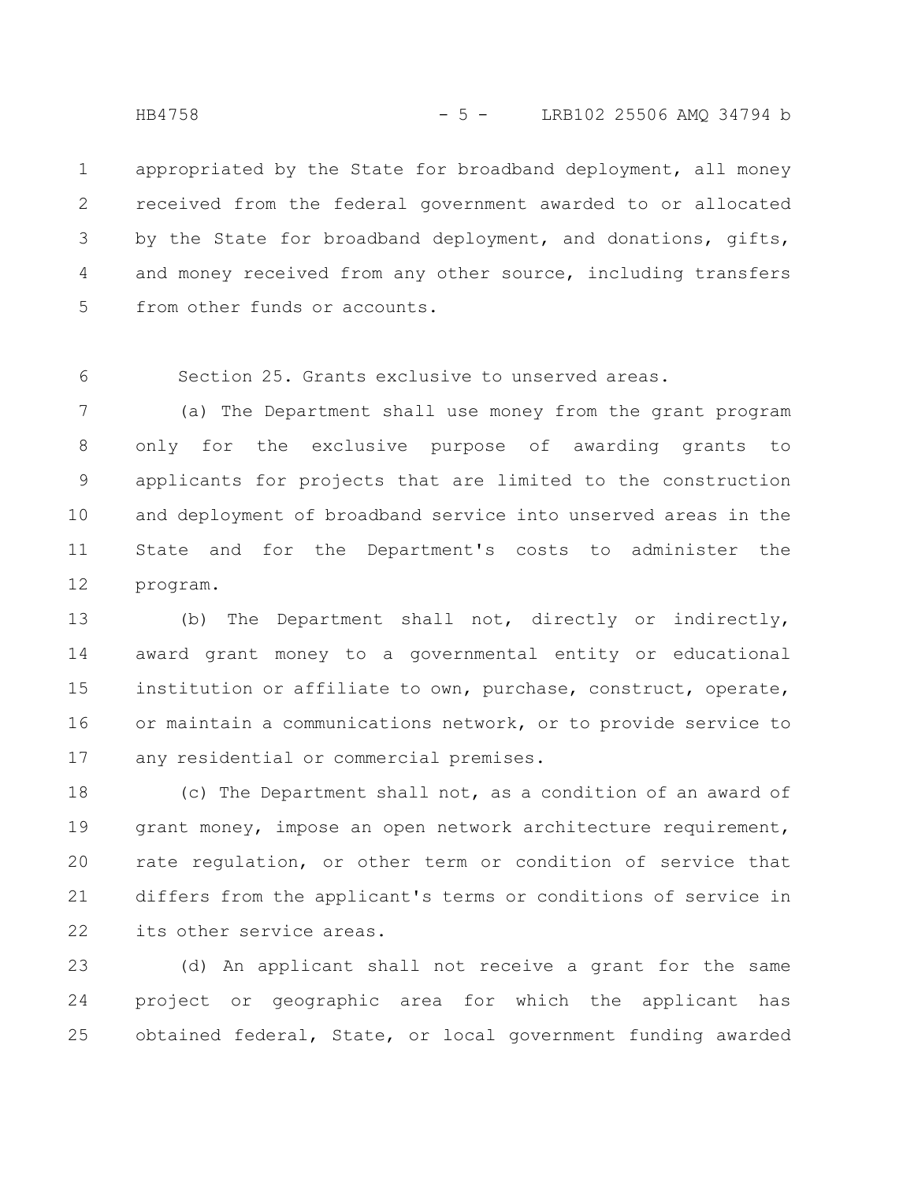appropriated by the State for broadband deployment, all money received from the federal government awarded to or allocated by the State for broadband deployment, and donations, gifts, and money received from any other source, including transfers from other funds or accounts.

Section 25. Grants exclusive to unserved areas.

(a) The Department shall use money from the grant program only for the exclusive purpose of awarding grants to applicants for projects that are limited to the construction and deployment of broadband service into unserved areas in the State and for the Department's costs to administer the program.

(b) The Department shall not, directly or indirectly, award grant money to a governmental entity or educational institution or affiliate to own, purchase, construct, operate, or maintain a communications network, or to provide service to any residential or commercial premises.

(c) The Department shall not, as a condition of an award of grant money, impose an open network architecture requirement, rate regulation, or other term or condition of service that differs from the applicant's terms or conditions of service in its other service areas.

(d) An applicant shall not receive a grant for the same project or geographic area for which the applicant has obtained federal, State, or local government funding awarded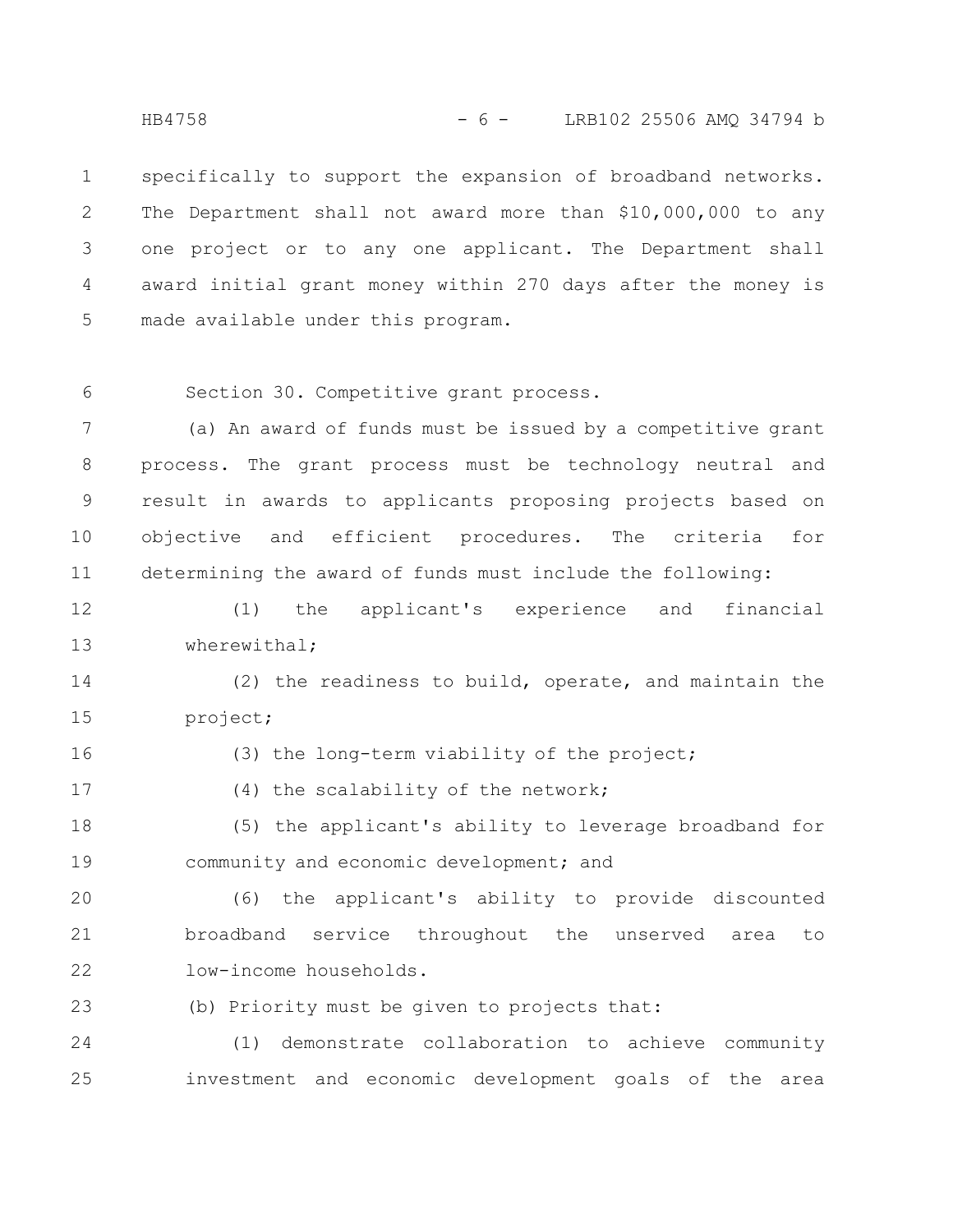specifically to support the expansion of broadband networks. The Department shall not award more than $10,000,000 to any one project or to any one applicant. The Department shall award initial grant money within 270 days after the money is made available under this program.

Section 30. Competitive grant process.

(a) An award of funds must be issued by a competitive grant process. The grant process must be technology neutral and result in awards to applicants proposing projects based on objective and efficient procedures. The criteria for determining the award of funds must include the following:

(1) the applicant's experience and financial wherewithal;

(2) the readiness to build, operate, and maintain the project;

(3) the long-term viability of the project;

(4) the scalability of the network;

(5) the applicant's ability to leverage broadband for community and economic development; and

(6) the applicant's ability to provide discounted broadband service throughout the unserved area to low-income households.

(b) Priority must be given to projects that:

(1) demonstrate collaboration to achieve community investment and economic development goals of the area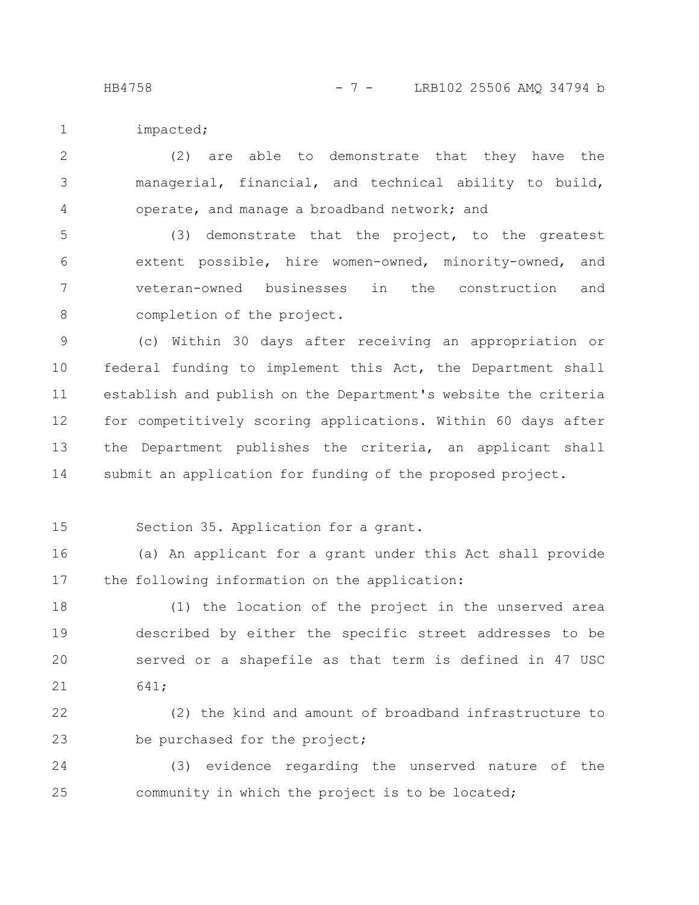impacted;

(2) are able to demonstrate that they have the managerial, financial, and technical ability to build, operate, and manage a broadband network; and

(3) demonstrate that the project, to the greatest extent possible, hire women-owned, minority-owned, and veteran-owned businesses in the construction and completion of the project.

(c) Within 30 days after receiving an appropriation or federal funding to implement this Act, the Department shall establish and publish on the Department's website the criteria for competitively scoring applications. Within 60 days after the Department publishes the criteria, an applicant shall submit an application for funding of the proposed project.

Section 35. Application for a grant.

(a) An applicant for a grant under this Act shall provide the following information on the application:

(1) the location of the project in the unserved area described by either the specific street addresses to be served or a shapefile as that term is defined in 47 USC 641;

(2) the kind and amount of broadband infrastructure to be purchased for the project;

(3) evidence regarding the unserved nature of the community in which the project is to be located;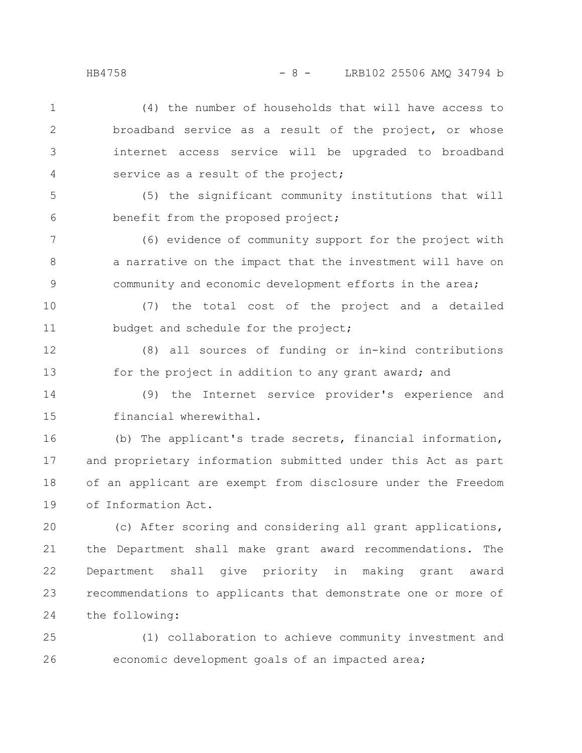(4) the number of households that will have access to broadband service as a result of the project, or whose internet access service will be upgraded to broadband service as a result of the project;

(5) the significant community institutions that will benefit from the proposed project;

(6) evidence of community support for the project with a narrative on the impact that the investment will have on community and economic development efforts in the area;

(7) the total cost of the project and a detailed budget and schedule for the project;

(8) all sources of funding or in-kind contributions for the project in addition to any grant award; and

(9) the Internet service provider's experience and financial wherewithal.

(b) The applicant's trade secrets, financial information, and proprietary information submitted under this Act as part of an applicant are exempt from disclosure under the Freedom of Information Act.

(c) After scoring and considering all grant applications, the Department shall make grant award recommendations. The Department shall give priority in making grant award recommendations to applicants that demonstrate one or more of the following:

(1) collaboration to achieve community investment and economic development goals of an impacted area;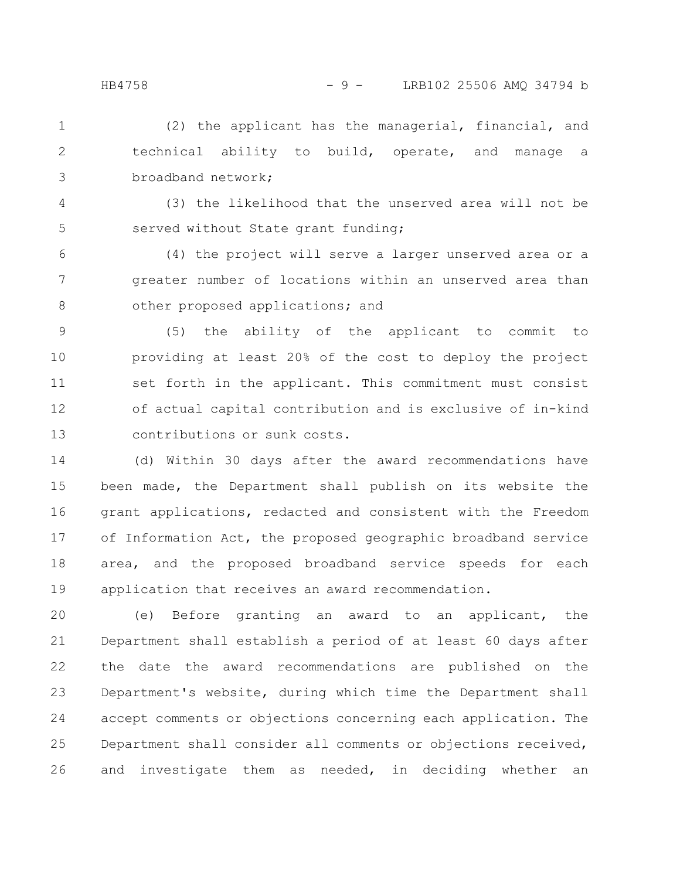(2) the applicant has the managerial, financial, and technical ability to build, operate, and manage a broadband network;

(3) the likelihood that the unserved area will not be served without State grant funding;

(4) the project will serve a larger unserved area or a greater number of locations within an unserved area than other proposed applications; and

(5) the ability of the applicant to commit to providing at least 20% of the cost to deploy the project set forth in the applicant. This commitment must consist of actual capital contribution and is exclusive of in-kind contributions or sunk costs.

(d) Within 30 days after the award recommendations have been made, the Department shall publish on its website the grant applications, redacted and consistent with the Freedom of Information Act, the proposed geographic broadband service area, and the proposed broadband service speeds for each application that receives an award recommendation.

(e) Before granting an award to an applicant, the Department shall establish a period of at least 60 days after the date the award recommendations are published on the Department's website, during which time the Department shall accept comments or objections concerning each application. The Department shall consider all comments or objections received, and investigate them as needed, in deciding whether an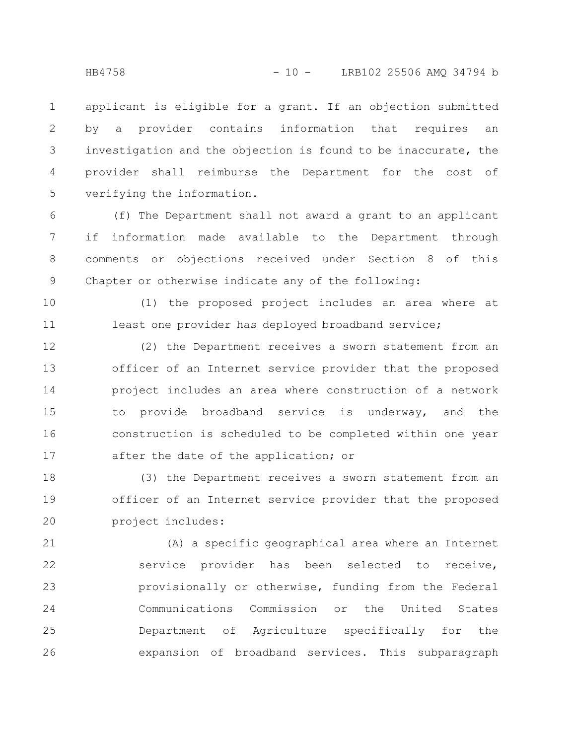applicant is eligible for a grant. If an objection submitted by a provider contains information that requires an investigation and the objection is found to be inaccurate, the provider shall reimburse the Department for the cost of verifying the information.

(f) The Department shall not award a grant to an applicant if information made available to the Department through comments or objections received under Section 8 of this Chapter or otherwise indicate any of the following:

(1) the proposed project includes an area where at least one provider has deployed broadband service;

(2) the Department receives a sworn statement from an officer of an Internet service provider that the proposed project includes an area where construction of a network to provide broadband service is underway, and the construction is scheduled to be completed within one year after the date of the application; or

(3) the Department receives a sworn statement from an officer of an Internet service provider that the proposed project includes:

(A) a specific geographical area where an Internet service provider has been selected to receive, provisionally or otherwise, funding from the Federal Communications Commission or the United States Department of Agriculture specifically for the expansion of broadband services. This subparagraph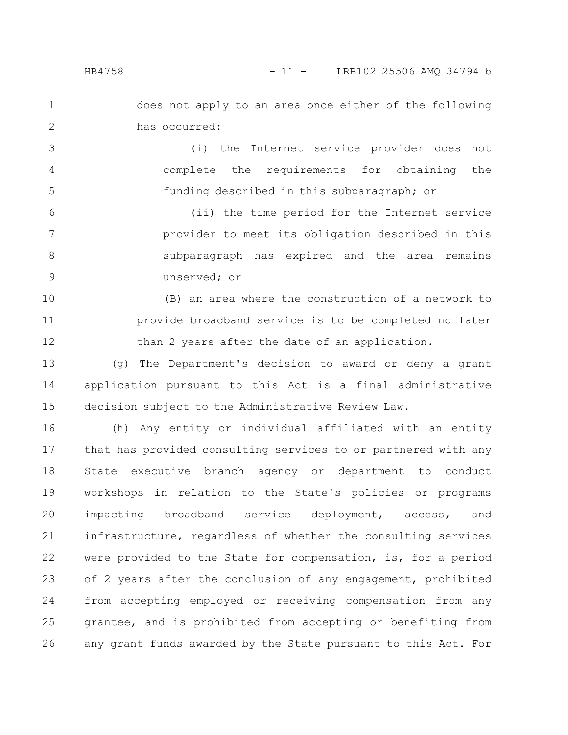does not apply to an area once either of the following has occurred:

(i) the Internet service provider does not complete the requirements for obtaining the funding described in this subparagraph; or

(ii) the time period for the Internet service provider to meet its obligation described in this subparagraph has expired and the area remains unserved; or

(B) an area where the construction of a network to provide broadband service is to be completed no later than 2 years after the date of an application.

(g) The Department's decision to award or deny a grant application pursuant to this Act is a final administrative decision subject to the Administrative Review Law.

(h) Any entity or individual affiliated with an entity that has provided consulting services to or partnered with any State executive branch agency or department to conduct workshops in relation to the State's policies or programs impacting broadband service deployment, access, and infrastructure, regardless of whether the consulting services were provided to the State for compensation, is, for a period of 2 years after the conclusion of any engagement, prohibited from accepting employed or receiving compensation from any grantee, and is prohibited from accepting or benefiting from any grant funds awarded by the State pursuant to this Act. For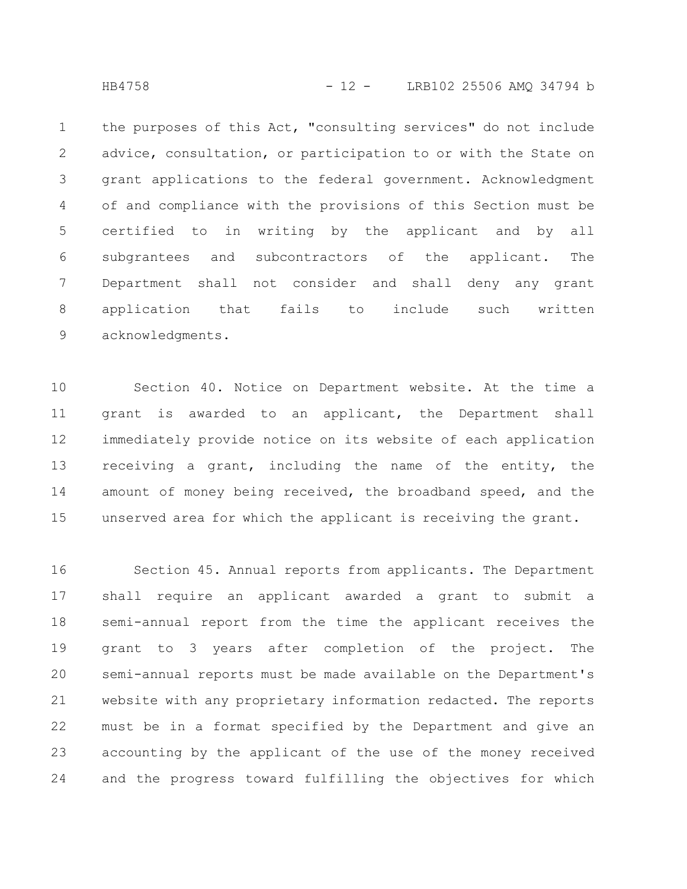the purposes of this Act, "consulting services" do not include advice, consultation, or participation to or with the State on grant applications to the federal government. Acknowledgment of and compliance with the provisions of this Section must be certified to in writing by the applicant and by all subgrantees and subcontractors of the applicant. The Department shall not consider and shall deny any grant application that fails to include such written acknowledgments.

Section 40. Notice on Department website. At the time a grant is awarded to an applicant, the Department shall immediately provide notice on its website of each application receiving a grant, including the name of the entity, the amount of money being received, the broadband speed, and the unserved area for which the applicant is receiving the grant.

Section 45. Annual reports from applicants. The Department shall require an applicant awarded a grant to submit a semi-annual report from the time the applicant receives the grant to 3 years after completion of the project. The semi-annual reports must be made available on the Department's website with any proprietary information redacted. The reports must be in a format specified by the Department and give an accounting by the applicant of the use of the money received and the progress toward fulfilling the objectives for which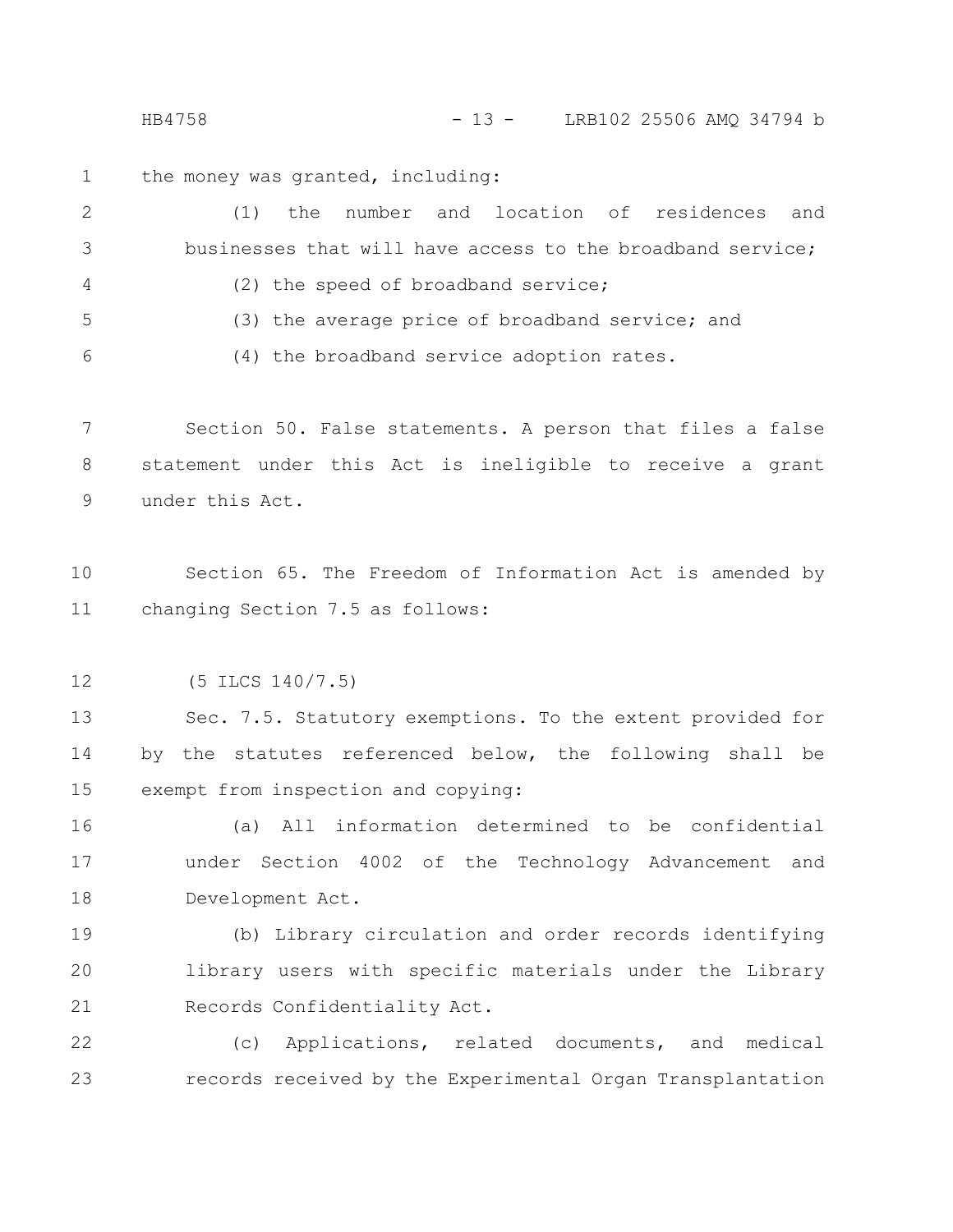the money was granted, including:

(1) the number and location of residences and businesses that will have access to the broadband service;

(2) the speed of broadband service;

(3) the average price of broadband service; and

(4) the broadband service adoption rates.

Section 50. False statements. A person that files a false statement under this Act is ineligible to receive a grant under this Act.

Section 65. The Freedom of Information Act is amended by changing Section 7.5 as follows:

(5 ILCS 140/7.5)

Sec. 7.5. Statutory exemptions. To the extent provided for by the statutes referenced below, the following shall be exempt from inspection and copying:

(a) All information determined to be confidential under Section 4002 of the Technology Advancement and Development Act.

(b) Library circulation and order records identifying library users with specific materials under the Library Records Confidentiality Act.

(c) Applications, related documents, and medical records received by the Experimental Organ Transplantation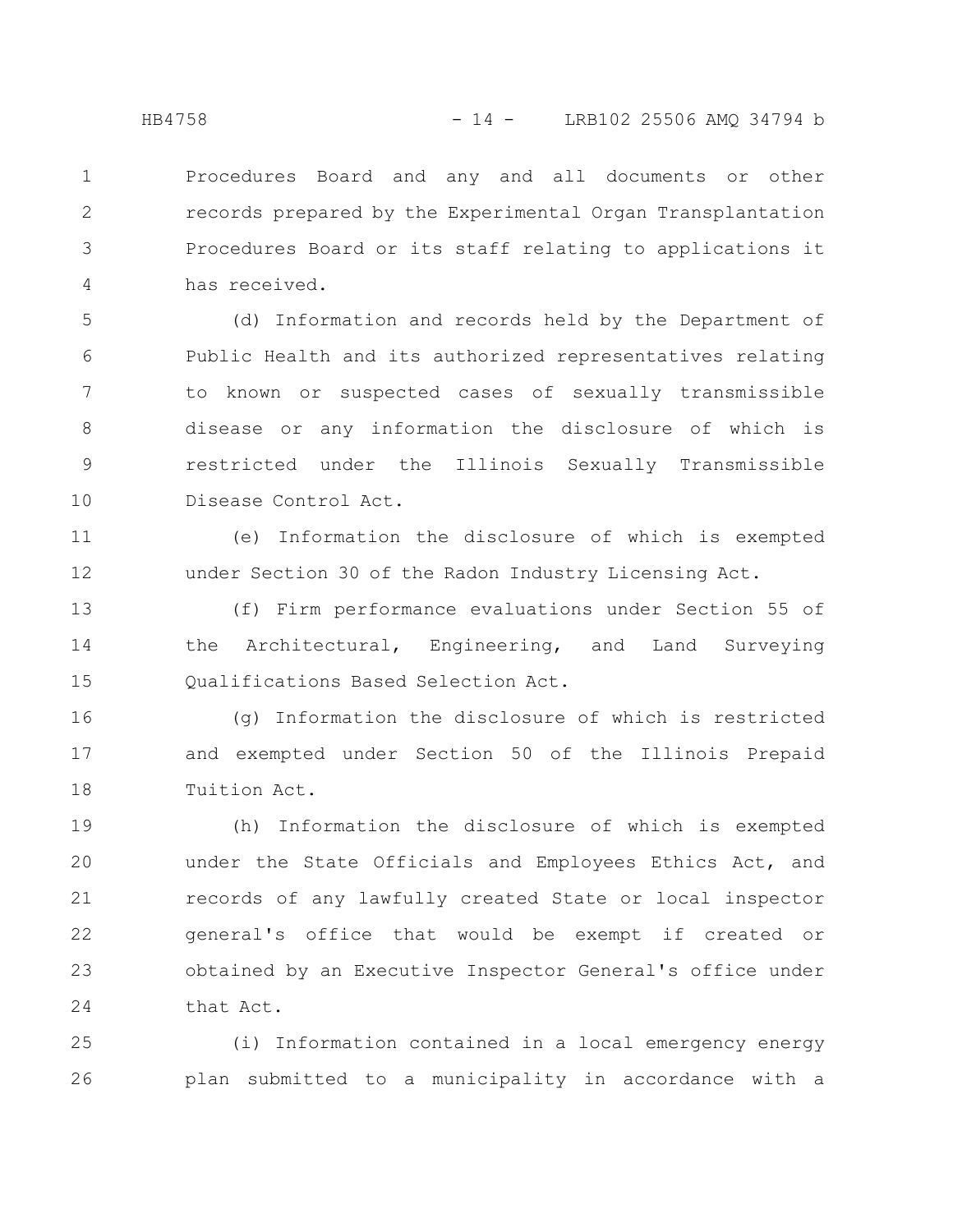Procedures Board and any and all documents or other records prepared by the Experimental Organ Transplantation Procedures Board or its staff relating to applications it has received.

(d) Information and records held by the Department of Public Health and its authorized representatives relating to known or suspected cases of sexually transmissible disease or any information the disclosure of which is restricted under the Illinois Sexually Transmissible Disease Control Act.

(e) Information the disclosure of which is exempted under Section 30 of the Radon Industry Licensing Act.

(f) Firm performance evaluations under Section 55 of the Architectural, Engineering, and Land Surveying Qualifications Based Selection Act.

(g) Information the disclosure of which is restricted and exempted under Section 50 of the Illinois Prepaid Tuition Act.

(h) Information the disclosure of which is exempted under the State Officials and Employees Ethics Act, and records of any lawfully created State or local inspector general's office that would be exempt if created or obtained by an Executive Inspector General's office under that Act.

(i) Information contained in a local emergency energy plan submitted to a municipality in accordance with a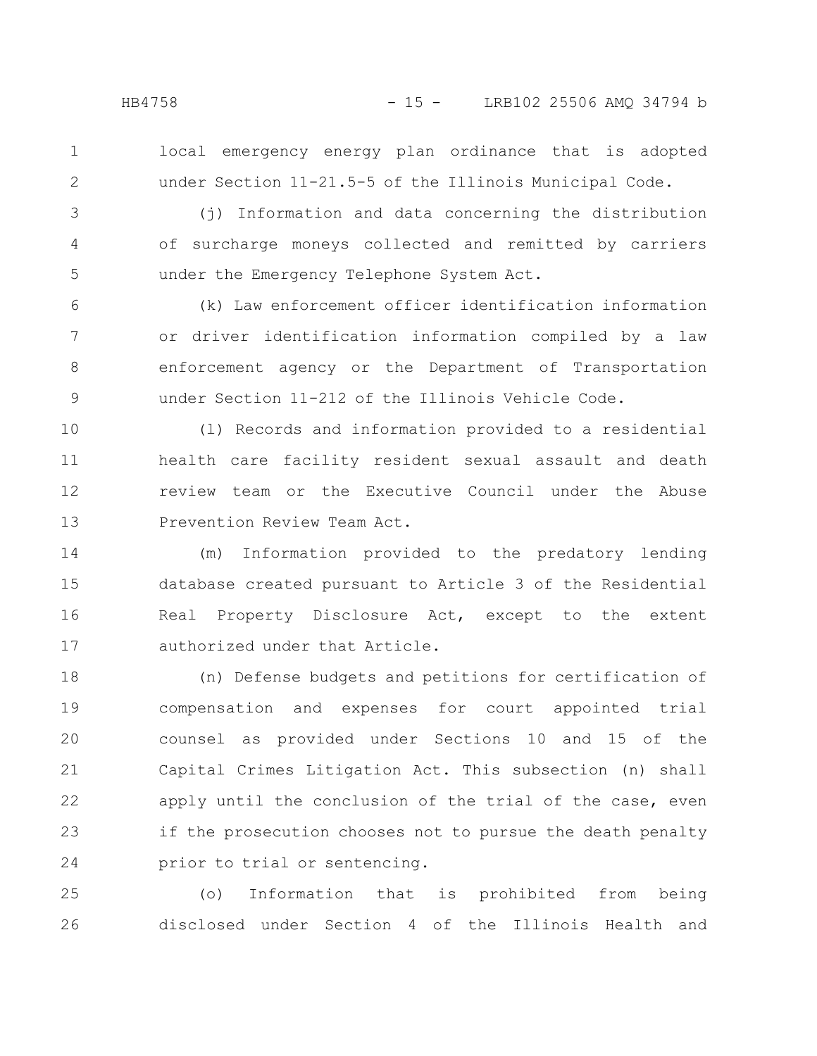local emergency energy plan ordinance that is adopted under Section 11-21.5-5 of the Illinois Municipal Code.

(j) Information and data concerning the distribution of surcharge moneys collected and remitted by carriers under the Emergency Telephone System Act.

(k) Law enforcement officer identification information or driver identification information compiled by a law enforcement agency or the Department of Transportation under Section 11-212 of the Illinois Vehicle Code.

(l) Records and information provided to a residential health care facility resident sexual assault and death review team or the Executive Council under the Abuse Prevention Review Team Act.

(m) Information provided to the predatory lending database created pursuant to Article 3 of the Residential Real Property Disclosure Act, except to the extent authorized under that Article.

(n) Defense budgets and petitions for certification of compensation and expenses for court appointed trial counsel as provided under Sections 10 and 15 of the Capital Crimes Litigation Act. This subsection (n) shall apply until the conclusion of the trial of the case, even if the prosecution chooses not to pursue the death penalty prior to trial or sentencing.

(o) Information that is prohibited from being disclosed under Section 4 of the Illinois Health and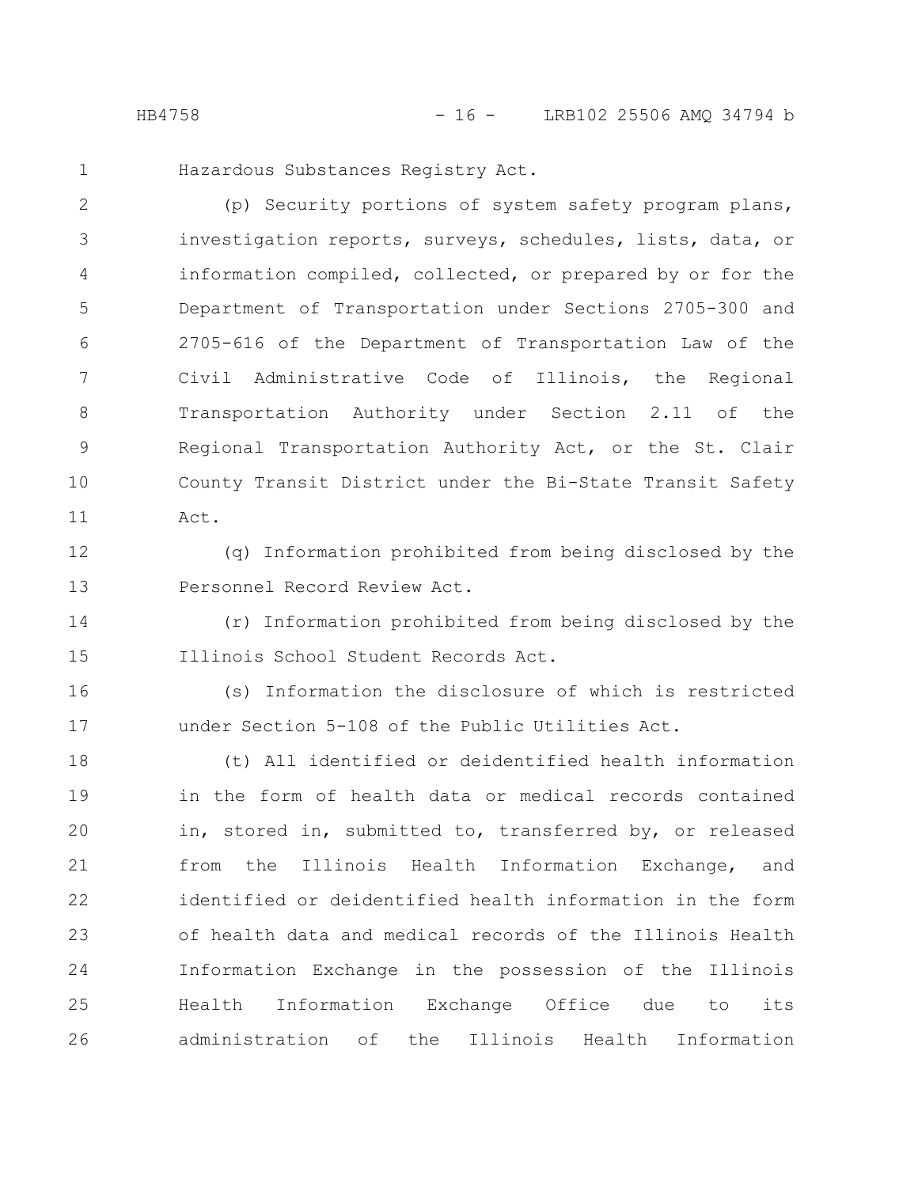Hazardous Substances Registry Act.

(p) Security portions of system safety program plans, investigation reports, surveys, schedules, lists, data, or information compiled, collected, or prepared by or for the Department of Transportation under Sections 2705-300 and 2705-616 of the Department of Transportation Law of the Civil Administrative Code of Illinois, the Regional Transportation Authority under Section 2.11 of the Regional Transportation Authority Act, or the St. Clair County Transit District under the Bi-State Transit Safety Act.

(q) Information prohibited from being disclosed by the Personnel Record Review Act.

(r) Information prohibited from being disclosed by the Illinois School Student Records Act.

(s) Information the disclosure of which is restricted under Section 5-108 of the Public Utilities Act.

(t) All identified or deidentified health information in the form of health data or medical records contained in, stored in, submitted to, transferred by, or released from the Illinois Health Information Exchange, and identified or deidentified health information in the form of health data and medical records of the Illinois Health Information Exchange in the possession of the Illinois Health Information Exchange Office due to its administration of the Illinois Health Information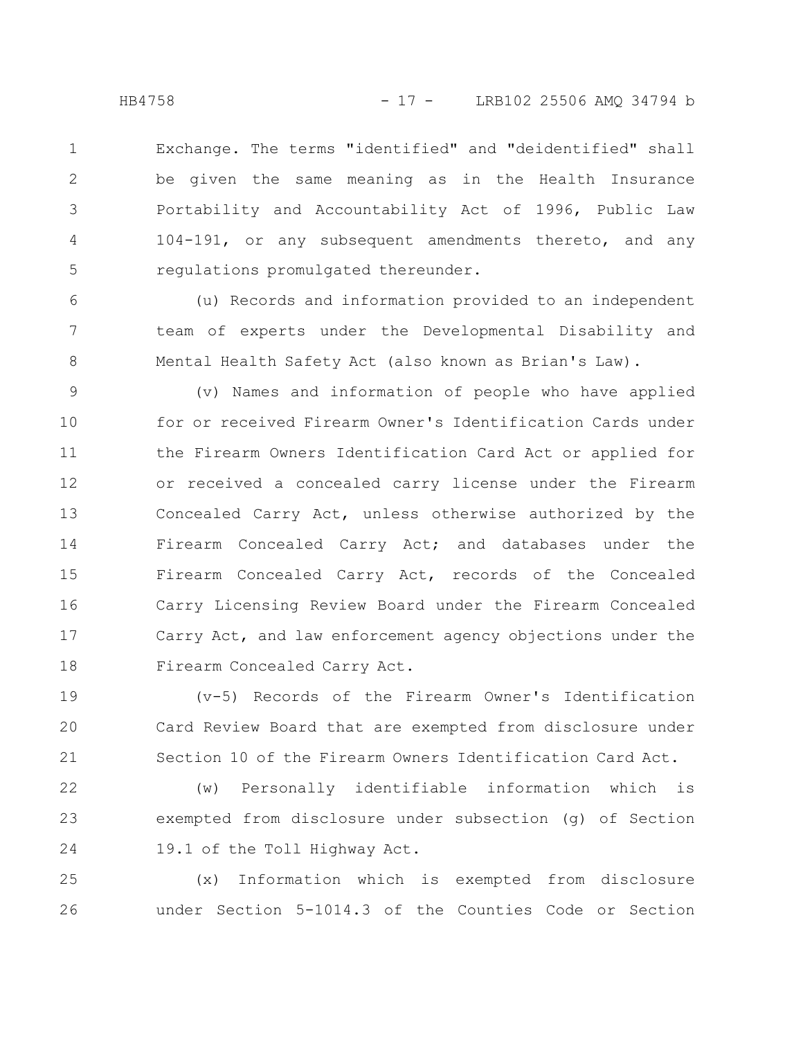Exchange. The terms "identified" and "deidentified" shall be given the same meaning as in the Health Insurance Portability and Accountability Act of 1996, Public Law 104-191, or any subsequent amendments thereto, and any regulations promulgated thereunder.

(u) Records and information provided to an independent team of experts under the Developmental Disability and Mental Health Safety Act (also known as Brian's Law).

(v) Names and information of people who have applied for or received Firearm Owner's Identification Cards under the Firearm Owners Identification Card Act or applied for or received a concealed carry license under the Firearm Concealed Carry Act, unless otherwise authorized by the Firearm Concealed Carry Act; and databases under the Firearm Concealed Carry Act, records of the Concealed Carry Licensing Review Board under the Firearm Concealed Carry Act, and law enforcement agency objections under the Firearm Concealed Carry Act.

(v-5) Records of the Firearm Owner's Identification Card Review Board that are exempted from disclosure under Section 10 of the Firearm Owners Identification Card Act.

(w) Personally identifiable information which is exempted from disclosure under subsection (g) of Section 19.1 of the Toll Highway Act.

(x) Information which is exempted from disclosure under Section 5-1014.3 of the Counties Code or Section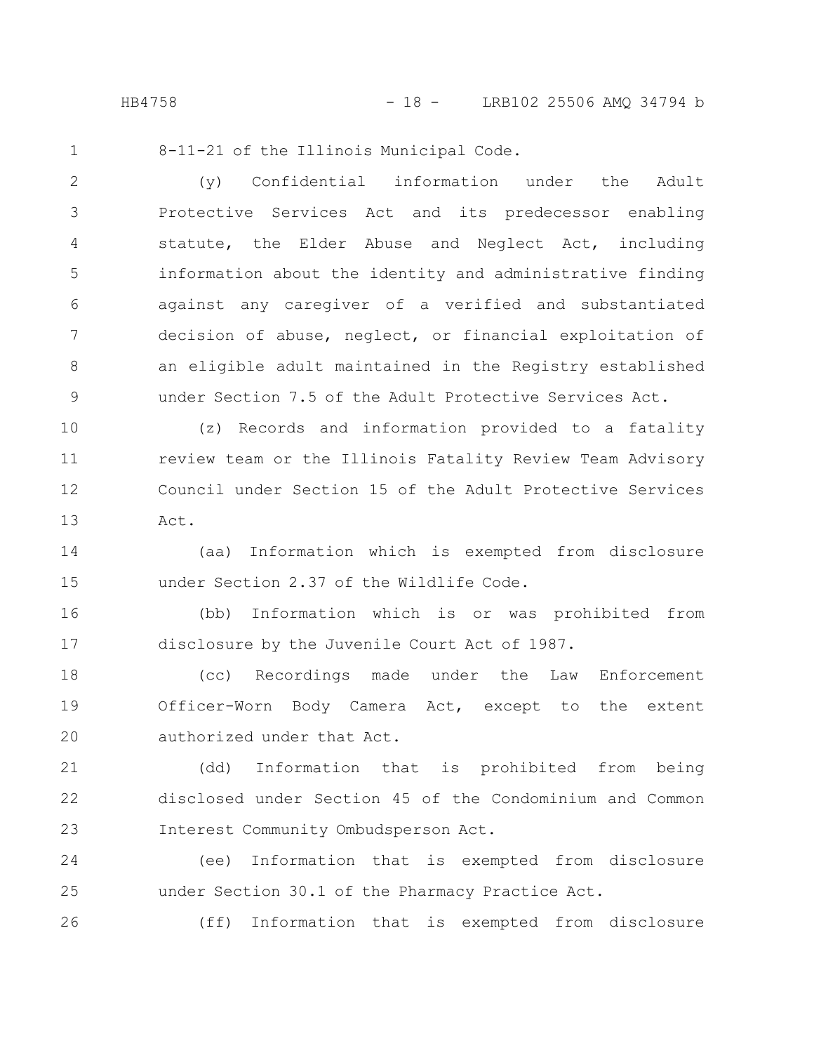8-11-21 of the Illinois Municipal Code.

(y) Confidential information under the Adult Protective Services Act and its predecessor enabling statute, the Elder Abuse and Neglect Act, including information about the identity and administrative finding against any caregiver of a verified and substantiated decision of abuse, neglect, or financial exploitation of an eligible adult maintained in the Registry established under Section 7.5 of the Adult Protective Services Act.

(z) Records and information provided to a fatality review team or the Illinois Fatality Review Team Advisory Council under Section 15 of the Adult Protective Services Act.

(aa) Information which is exempted from disclosure under Section 2.37 of the Wildlife Code.

(bb) Information which is or was prohibited from disclosure by the Juvenile Court Act of 1987.

(cc) Recordings made under the Law Enforcement Officer-Worn Body Camera Act, except to the extent authorized under that Act.

(dd) Information that is prohibited from being disclosed under Section 45 of the Condominium and Common Interest Community Ombudsperson Act.

(ee) Information that is exempted from disclosure under Section 30.1 of the Pharmacy Practice Act.

(ff) Information that is exempted from disclosure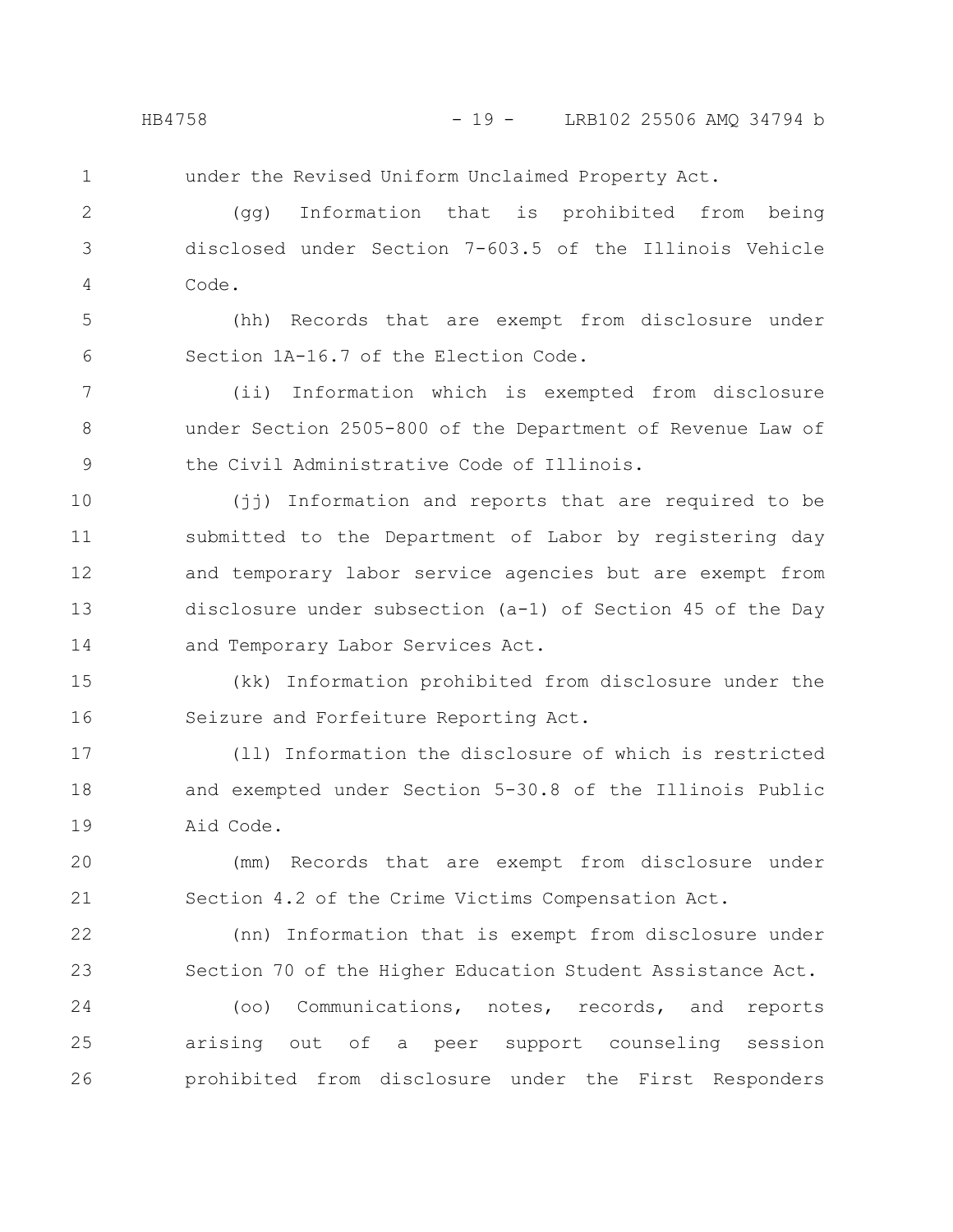under the Revised Uniform Unclaimed Property Act.

(gg) Information that is prohibited from being disclosed under Section 7-603.5 of the Illinois Vehicle Code.

(hh) Records that are exempt from disclosure under Section 1A-16.7 of the Election Code.

(ii) Information which is exempted from disclosure under Section 2505-800 of the Department of Revenue Law of the Civil Administrative Code of Illinois.

(jj) Information and reports that are required to be submitted to the Department of Labor by registering day and temporary labor service agencies but are exempt from disclosure under subsection (a-1) of Section 45 of the Day and Temporary Labor Services Act.

(kk) Information prohibited from disclosure under the Seizure and Forfeiture Reporting Act.

(ll) Information the disclosure of which is restricted and exempted under Section 5-30.8 of the Illinois Public Aid Code.

(mm) Records that are exempt from disclosure under Section 4.2 of the Crime Victims Compensation Act.

(nn) Information that is exempt from disclosure under Section 70 of the Higher Education Student Assistance Act.

(oo) Communications, notes, records, and reports arising out of a peer support counseling session prohibited from disclosure under the First Responders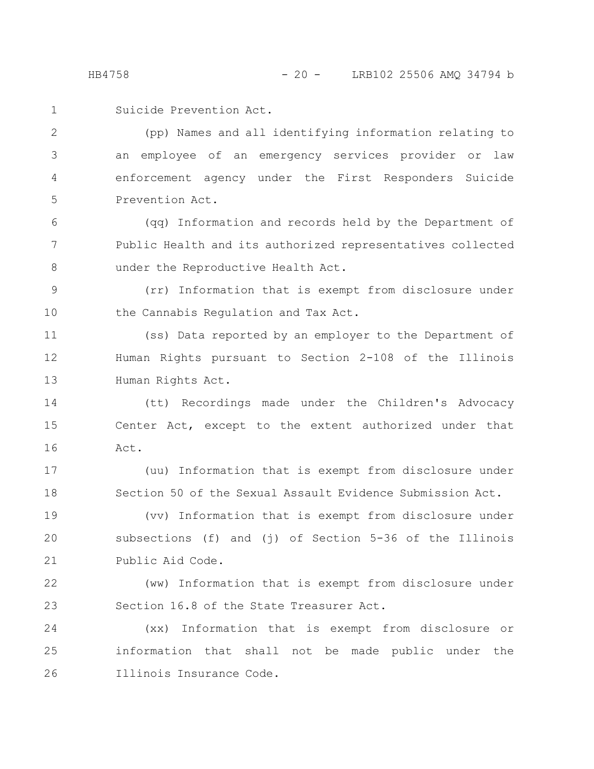Suicide Prevention Act.

(pp) Names and all identifying information relating to an employee of an emergency services provider or law enforcement agency under the First Responders Suicide Prevention Act.

(qq) Information and records held by the Department of Public Health and its authorized representatives collected under the Reproductive Health Act.

(rr) Information that is exempt from disclosure under the Cannabis Regulation and Tax Act.

(ss) Data reported by an employer to the Department of Human Rights pursuant to Section 2-108 of the Illinois Human Rights Act.

(tt) Recordings made under the Children's Advocacy Center Act, except to the extent authorized under that Act.

(uu) Information that is exempt from disclosure under Section 50 of the Sexual Assault Evidence Submission Act.

(vv) Information that is exempt from disclosure under subsections (f) and (j) of Section 5-36 of the Illinois Public Aid Code.

(ww) Information that is exempt from disclosure under Section 16.8 of the State Treasurer Act.

(xx) Information that is exempt from disclosure or information that shall not be made public under the Illinois Insurance Code.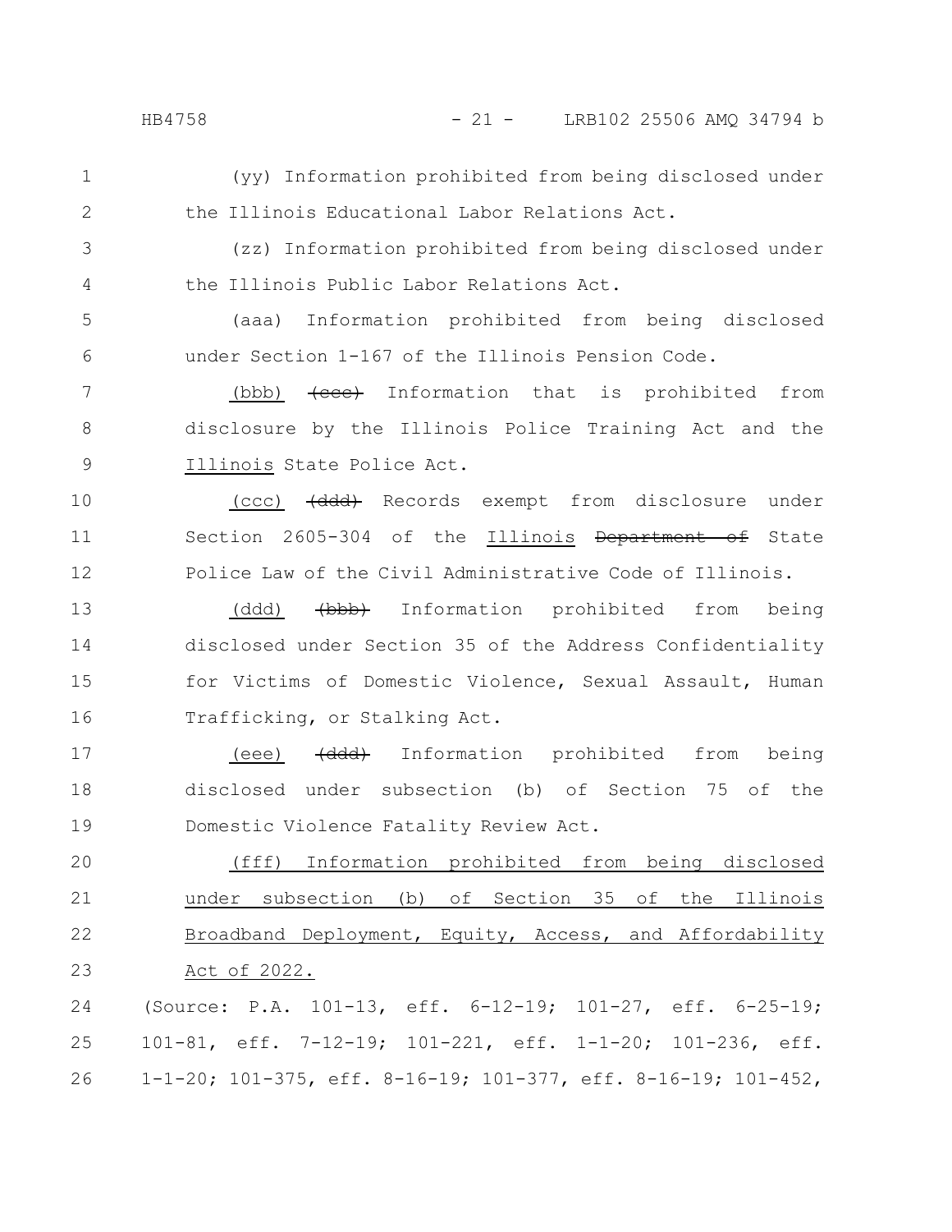(yy) Information prohibited from being disclosed under the Illinois Educational Labor Relations Act.

(zz) Information prohibited from being disclosed under the Illinois Public Labor Relations Act.

(aaa) Information prohibited from being disclosed under Section 1-167 of the Illinois Pension Code.

(bbb) ~~(ccc)~~ Information that is prohibited from disclosure by the Illinois Police Training Act and the Illinois State Police Act.

(ccc) ~~(ddd)~~ Records exempt from disclosure under Section 2605-304 of the Illinois ~~Department of~~ State Police Law of the Civil Administrative Code of Illinois.

(ddd) ~~(bbb)~~ Information prohibited from being disclosed under Section 35 of the Address Confidentiality for Victims of Domestic Violence, Sexual Assault, Human Trafficking, or Stalking Act.

(eee) ~~(ddd)~~ Information prohibited from being disclosed under subsection (b) of Section 75 of the Domestic Violence Fatality Review Act.

(fff) Information prohibited from being disclosed under subsection (b) of Section 35 of the Illinois Broadband Deployment, Equity, Access, and Affordability Act of 2022.

(Source: P.A. 101-13, eff. 6-12-19; 101-27, eff. 6-25-19; 101-81, eff. 7-12-19; 101-221, eff. 1-1-20; 101-236, eff. 1-1-20; 101-375, eff. 8-16-19; 101-377, eff. 8-16-19; 101-452,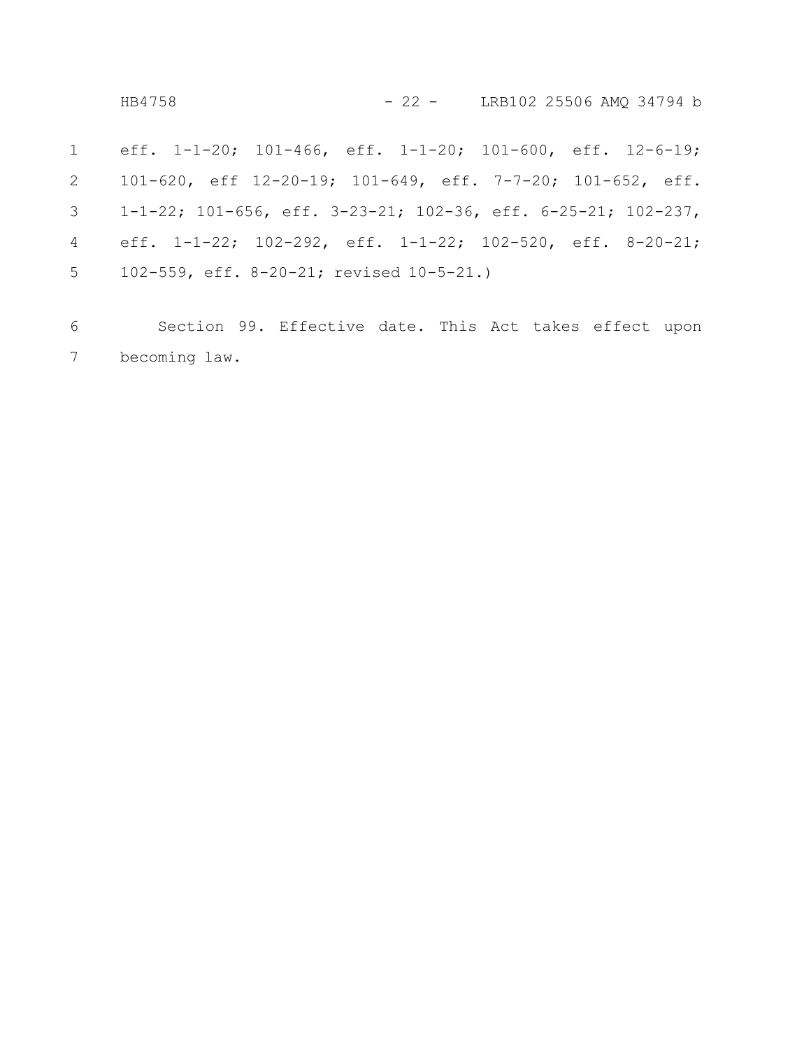eff. 1-1-20; 101-466, eff. 1-1-20; 101-600, eff. 12-6-19; 101-620, eff 12-20-19; 101-649, eff. 7-7-20; 101-652, eff. 1-1-22; 101-656, eff. 3-23-21; 102-36, eff. 6-25-21; 102-237, eff. 1-1-22; 102-292, eff. 1-1-22; 102-520, eff. 8-20-21; 102-559, eff. 8-20-21; revised 10-5-21.)

Section 99. Effective date. This Act takes effect upon becoming law.